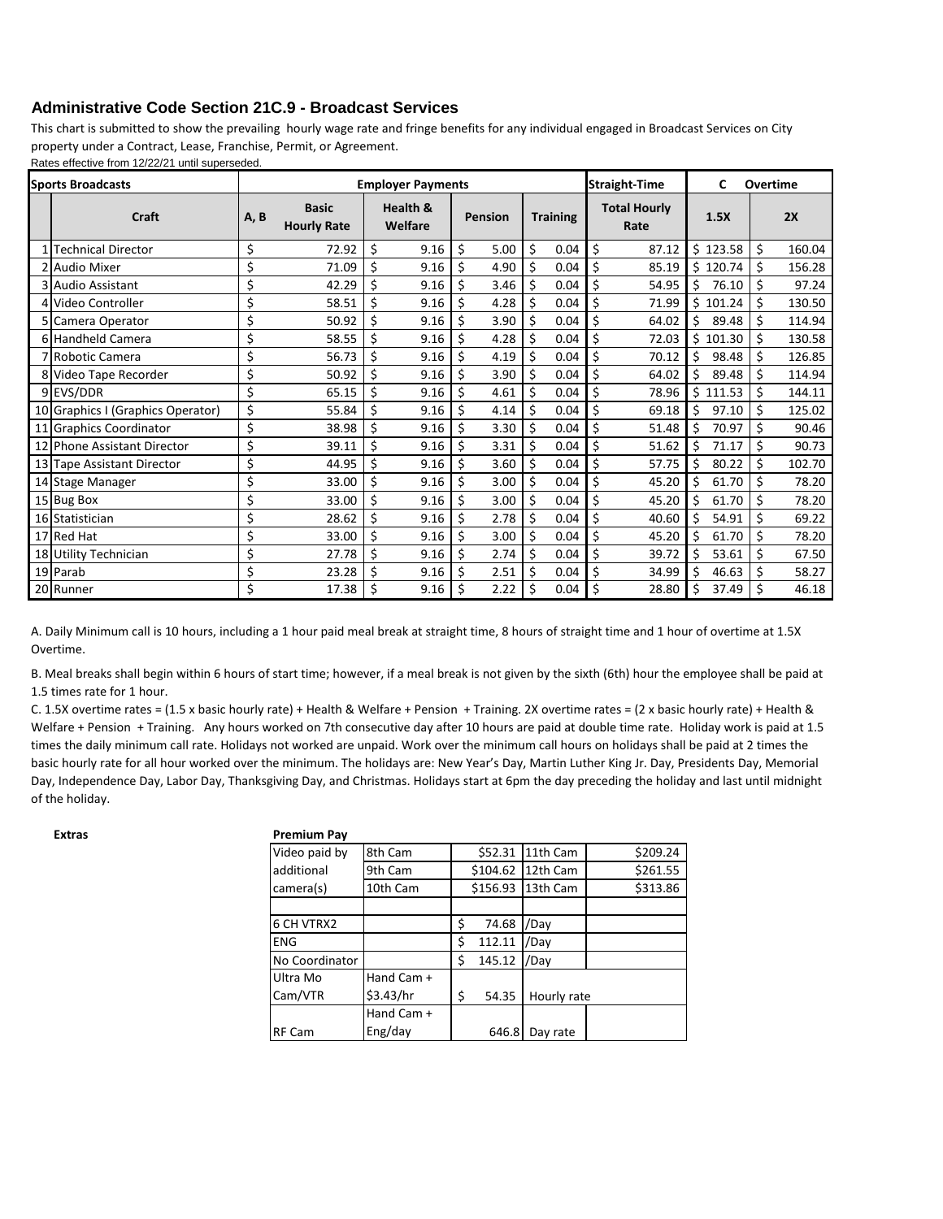## Administrative Code Section 21C.9 - Broadcast Services

This chart is submitted to show the prevailing hourly wage rate and fringe benefits for any individual engaged in Broadcast Services on City property under a Contract, Lease, Franchise, Permit, or Agreement.

Rates effective from 12/22/21 until superseded.

| Sports Broadcasts | | Employer Payments | | | | Straight-Time | C Overtime | |
|---|---|---|---|---|---|---|---|---|
| | Craft | A, B Basic Hourly Rate | Health & Welfare | Pension | Training | Total Hourly Rate | 1.5X | 2X |
| 1 | Technical Director | $ 72.92 | $ 9.16 | $ 5.00 | $ 0.04 | $ 87.12 | $ 123.58 | $ 160.04 |
| 2 | Audio Mixer | $ 71.09 | $ 9.16 | $ 4.90 | $ 0.04 | $ 85.19 | $ 120.74 | $ 156.28 |
| 3 | Audio Assistant | $ 42.29 | $ 9.16 | $ 3.46 | $ 0.04 | $ 54.95 | $ 76.10 | $ 97.24 |
| 4 | Video Controller | $ 58.51 | $ 9.16 | $ 4.28 | $ 0.04 | $ 71.99 | $ 101.24 | $ 130.50 |
| 5 | Camera Operator | $ 50.92 | $ 9.16 | $ 3.90 | $ 0.04 | $ 64.02 | $ 89.48 | $ 114.94 |
| 6 | Handheld Camera | $ 58.55 | $ 9.16 | $ 4.28 | $ 0.04 | $ 72.03 | $ 101.30 | $ 130.58 |
| 7 | Robotic Camera | $ 56.73 | $ 9.16 | $ 4.19 | $ 0.04 | $ 70.12 | $ 98.48 | $ 126.85 |
| 8 | Video Tape Recorder | $ 50.92 | $ 9.16 | $ 3.90 | $ 0.04 | $ 64.02 | $ 89.48 | $ 114.94 |
| 9 | EVS/DDR | $ 65.15 | $ 9.16 | $ 4.61 | $ 0.04 | $ 78.96 | $ 111.53 | $ 144.11 |
| 10 | Graphics I (Graphics Operator) | $ 55.84 | $ 9.16 | $ 4.14 | $ 0.04 | $ 69.18 | $ 97.10 | $ 125.02 |
| 11 | Graphics Coordinator | $ 38.98 | $ 9.16 | $ 3.30 | $ 0.04 | $ 51.48 | $ 70.97 | $ 90.46 |
| 12 | Phone Assistant Director | $ 39.11 | $ 9.16 | $ 3.31 | $ 0.04 | $ 51.62 | $ 71.17 | $ 90.73 |
| 13 | Tape Assistant Director | $ 44.95 | $ 9.16 | $ 3.60 | $ 0.04 | $ 57.75 | $ 80.22 | $ 102.70 |
| 14 | Stage Manager | $ 33.00 | $ 9.16 | $ 3.00 | $ 0.04 | $ 45.20 | $ 61.70 | $ 78.20 |
| 15 | Bug Box | $ 33.00 | $ 9.16 | $ 3.00 | $ 0.04 | $ 45.20 | $ 61.70 | $ 78.20 |
| 16 | Statistician | $ 28.62 | $ 9.16 | $ 2.78 | $ 0.04 | $ 40.60 | $ 54.91 | $ 69.22 |
| 17 | Red Hat | $ 33.00 | $ 9.16 | $ 3.00 | $ 0.04 | $ 45.20 | $ 61.70 | $ 78.20 |
| 18 | Utility Technician | $ 27.78 | $ 9.16 | $ 2.74 | $ 0.04 | $ 39.72 | $ 53.61 | $ 67.50 |
| 19 | Parab | $ 23.28 | $ 9.16 | $ 2.51 | $ 0.04 | $ 34.99 | $ 46.63 | $ 58.27 |
| 20 | Runner | $ 17.38 | $ 9.16 | $ 2.22 | $ 0.04 | $ 28.80 | $ 37.49 | $ 46.18 |

A. Daily Minimum call is 10 hours, including a 1 hour paid meal break at straight time, 8 hours of straight time and 1 hour of overtime at 1.5X Overtime.

B. Meal breaks shall begin within 6 hours of start time; however, if a meal break is not given by the sixth (6th) hour the employee shall be paid at 1.5 times rate for 1 hour.

C. 1.5X overtime rates = (1.5 x basic hourly rate) + Health & Welfare + Pension + Training. 2X overtime rates = (2 x basic hourly rate) + Health & Welfare + Pension + Training. Any hours worked on 7th consecutive day after 10 hours are paid at double time rate. Holiday work is paid at 1.5 times the daily minimum call rate. Holidays not worked are unpaid. Work over the minimum call hours on holidays shall be paid at 2 times the basic hourly rate for all hour worked over the minimum. The holidays are: New Year's Day, Martin Luther King Jr. Day, Presidents Day, Memorial Day, Independence Day, Labor Day, Thanksgiving Day, and Christmas. Holidays start at 6pm the day preceding the holiday and last until midnight of the holiday.

**Extras**

**Premium Pay**

| | | | | |
|---|---|---|---|---|
| Video paid by additional camera(s) | 8th Cam | $52.31 | 11th Cam | $209.24 |
| | 9th Cam | $104.62 | 12th Cam | $261.55 |
| | 10th Cam | $156.93 | 13th Cam | $313.86 |
| | | | | |
| 6 CH VTRX2 | | $ 74.68 | /Day | |
| ENG | | $ 112.11 | /Day | |
| No Coordinator | | $ 145.12 | /Day | |
| Ultra Mo Cam/VTR | Hand Cam + $3.43/hr | $ 54.35 | Hourly rate | |
| RF Cam | Hand Cam + Eng/day | 646.8 | Day rate | |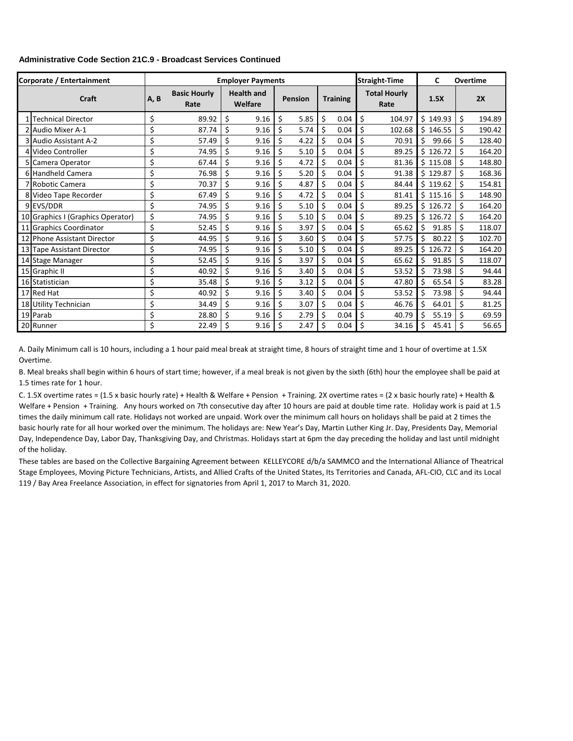**Administrative Code Section 21C.9 - Broadcast Services Continued**

| Corporate / Entertainment | | Employer Payments | | | | Straight-Time | C Overtime | |
|---|---|---|---|---|---|---|---|---|
| | Craft | A, B Basic Hourly Rate | Health and Welfare | Pension | Training | Total Hourly Rate | 1.5X | 2X |
| 1 | Technical Director | $ 89.92 | $ 9.16 | $ 5.85 | $ 0.04 | $ 104.97 | $ 149.93 | $ 194.89 |
| 2 | Audio Mixer A-1 | $ 87.74 | $ 9.16 | $ 5.74 | $ 0.04 | $ 102.68 | $ 146.55 | $ 190.42 |
| 3 | Audio Assistant A-2 | $ 57.49 | $ 9.16 | $ 4.22 | $ 0.04 | $ 70.91 | $ 99.66 | $ 128.40 |
| 4 | Video Controller | $ 74.95 | $ 9.16 | $ 5.10 | $ 0.04 | $ 89.25 | $ 126.72 | $ 164.20 |
| 5 | Camera Operator | $ 67.44 | $ 9.16 | $ 4.72 | $ 0.04 | $ 81.36 | $ 115.08 | $ 148.80 |
| 6 | Handheld Camera | $ 76.98 | $ 9.16 | $ 5.20 | $ 0.04 | $ 91.38 | $ 129.87 | $ 168.36 |
| 7 | Robotic Camera | $ 70.37 | $ 9.16 | $ 4.87 | $ 0.04 | $ 84.44 | $ 119.62 | $ 154.81 |
| 8 | Video Tape Recorder | $ 67.49 | $ 9.16 | $ 4.72 | $ 0.04 | $ 81.41 | $ 115.16 | $ 148.90 |
| 9 | EVS/DDR | $ 74.95 | $ 9.16 | $ 5.10 | $ 0.04 | $ 89.25 | $ 126.72 | $ 164.20 |
| 10 | Graphics I (Graphics Operator) | $ 74.95 | $ 9.16 | $ 5.10 | $ 0.04 | $ 89.25 | $ 126.72 | $ 164.20 |
| 11 | Graphics Coordinator | $ 52.45 | $ 9.16 | $ 3.97 | $ 0.04 | $ 65.62 | $ 91.85 | $ 118.07 |
| 12 | Phone Assistant Director | $ 44.95 | $ 9.16 | $ 3.60 | $ 0.04 | $ 57.75 | $ 80.22 | $ 102.70 |
| 13 | Tape Assistant Director | $ 74.95 | $ 9.16 | $ 5.10 | $ 0.04 | $ 89.25 | $ 126.72 | $ 164.20 |
| 14 | Stage Manager | $ 52.45 | $ 9.16 | $ 3.97 | $ 0.04 | $ 65.62 | $ 91.85 | $ 118.07 |
| 15 | Graphic II | $ 40.92 | $ 9.16 | $ 3.40 | $ 0.04 | $ 53.52 | $ 73.98 | $ 94.44 |
| 16 | Statistician | $ 35.48 | $ 9.16 | $ 3.12 | $ 0.04 | $ 47.80 | $ 65.54 | $ 83.28 |
| 17 | Red Hat | $ 40.92 | $ 9.16 | $ 3.40 | $ 0.04 | $ 53.52 | $ 73.98 | $ 94.44 |
| 18 | Utility Technician | $ 34.49 | $ 9.16 | $ 3.07 | $ 0.04 | $ 46.76 | $ 64.01 | $ 81.25 |
| 19 | Parab | $ 28.80 | $ 9.16 | $ 2.79 | $ 0.04 | $ 40.79 | $ 55.19 | $ 69.59 |
| 20 | Runner | $ 22.49 | $ 9.16 | $ 2.47 | $ 0.04 | $ 34.16 | $ 45.41 | $ 56.65 |

A. Daily Minimum call is 10 hours, including a 1 hour paid meal break at straight time, 8 hours of straight time and 1 hour of overtime at 1.5X Overtime.

B. Meal breaks shall begin within 6 hours of start time; however, if a meal break is not given by the sixth (6th) hour the employee shall be paid at 1.5 times rate for 1 hour.

C. 1.5X overtime rates = (1.5 x basic hourly rate) + Health & Welfare + Pension + Training. 2X overtime rates = (2 x basic hourly rate) + Health & Welfare + Pension + Training. Any hours worked on 7th consecutive day after 10 hours are paid at double time rate. Holiday work is paid at 1.5 times the daily minimum call rate. Holidays not worked are unpaid. Work over the minimum call hours on holidays shall be paid at 2 times the basic hourly rate for all hour worked over the minimum. The holidays are: New Year's Day, Martin Luther King Jr. Day, Presidents Day, Memorial Day, Independence Day, Labor Day, Thanksgiving Day, and Christmas. Holidays start at 6pm the day preceding the holiday and last until midnight of the holiday.

These tables are based on the Collective Bargaining Agreement between KELLEYCORE d/b/a SAMMCO and the International Alliance of Theatrical Stage Employees, Moving Picture Technicians, Artists, and Allied Crafts of the United States, Its Territories and Canada, AFL-CIO, CLC and its Local 119 / Bay Area Freelance Association, in effect for signatories from April 1, 2017 to March 31, 2020.